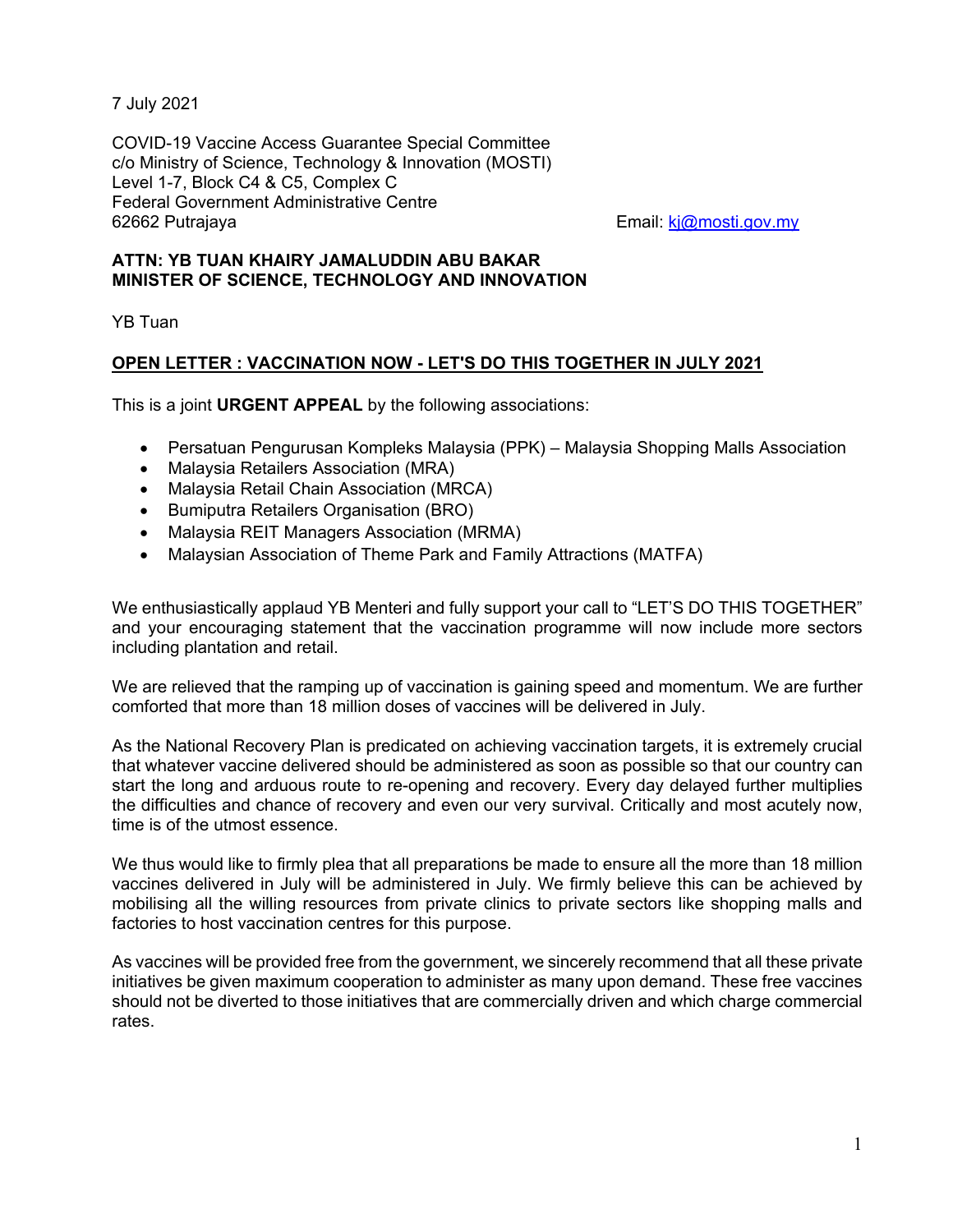7 July 2021

COVID-19 Vaccine Access Guarantee Special Committee
c/o Ministry of Science, Technology & Innovation (MOSTI)
Level 1-7, Block C4 & C5, Complex C
Federal Government Administrative Centre
62662 Putrajaya

Email: kj@mosti.gov.my

**ATTN: YB TUAN KHAIRY JAMALUDDIN ABU BAKAR**
**MINISTER OF SCIENCE, TECHNOLOGY AND INNOVATION**

YB Tuan

**OPEN LETTER : VACCINATION NOW - LET'S DO THIS TOGETHER IN JULY 2021**

This is a joint **URGENT APPEAL** by the following associations:

- Persatuan Pengurusan Kompleks Malaysia (PPK) – Malaysia Shopping Malls Association
- Malaysia Retailers Association (MRA)
- Malaysia Retail Chain Association (MRCA)
- Bumiputra Retailers Organisation (BRO)
- Malaysia REIT Managers Association (MRMA)
- Malaysian Association of Theme Park and Family Attractions (MATFA)

We enthusiastically applaud YB Menteri and fully support your call to "LET'S DO THIS TOGETHER" and your encouraging statement that the vaccination programme will now include more sectors including plantation and retail.

We are relieved that the ramping up of vaccination is gaining speed and momentum. We are further comforted that more than 18 million doses of vaccines will be delivered in July.

As the National Recovery Plan is predicated on achieving vaccination targets, it is extremely crucial that whatever vaccine delivered should be administered as soon as possible so that our country can start the long and arduous route to re-opening and recovery. Every day delayed further multiplies the difficulties and chance of recovery and even our very survival. Critically and most acutely now, time is of the utmost essence.

We thus would like to firmly plea that all preparations be made to ensure all the more than 18 million vaccines delivered in July will be administered in July. We firmly believe this can be achieved by mobilising all the willing resources from private clinics to private sectors like shopping malls and factories to host vaccination centres for this purpose.

As vaccines will be provided free from the government, we sincerely recommend that all these private initiatives be given maximum cooperation to administer as many upon demand. These free vaccines should not be diverted to those initiatives that are commercially driven and which charge commercial rates.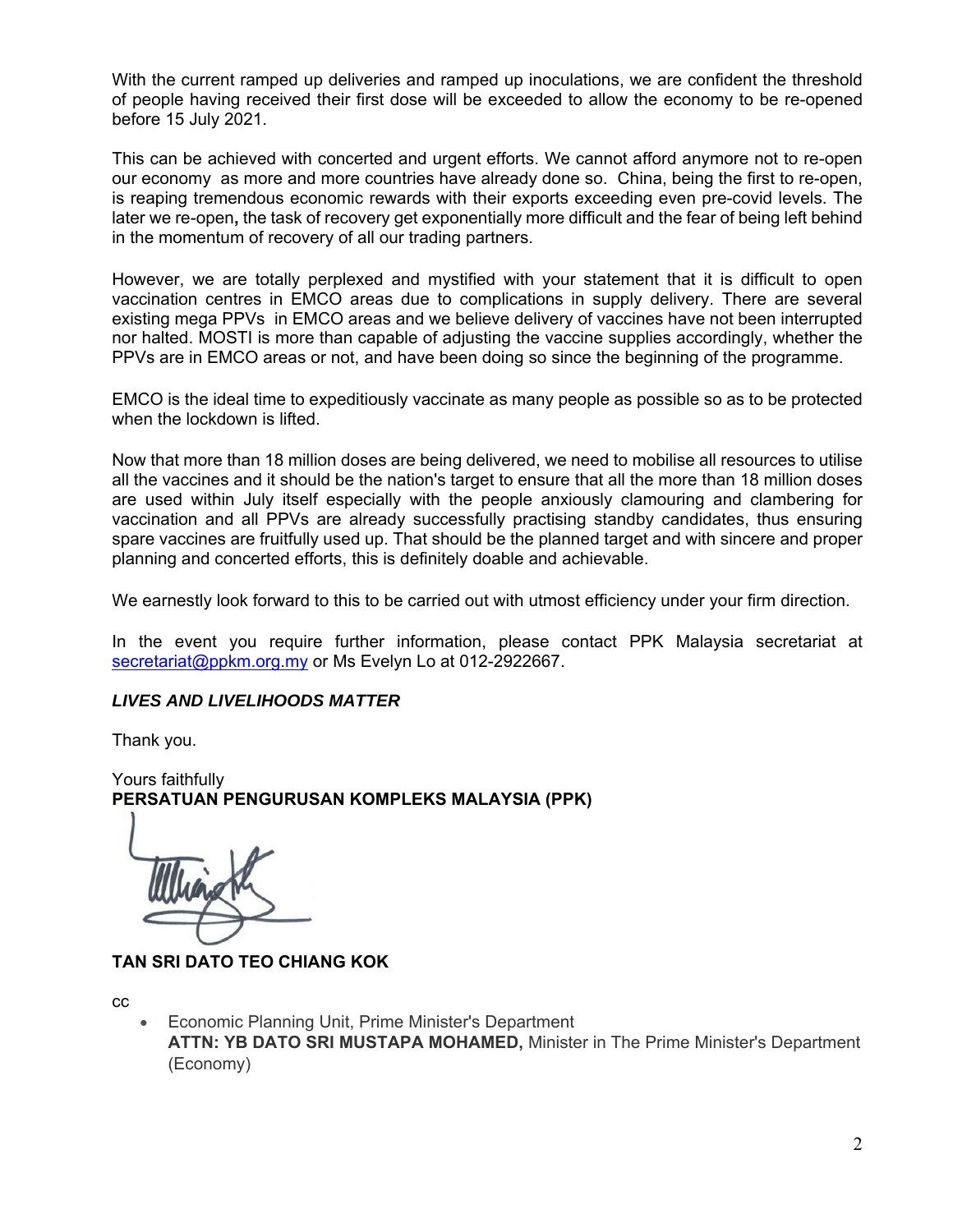With the current ramped up deliveries and ramped up inoculations, we are confident the threshold of people having received their first dose will be exceeded to allow the economy to be re-opened before 15 July 2021.

This can be achieved with concerted and urgent efforts. We cannot afford anymore not to re-open our economy as more and more countries have already done so. China, being the first to re-open, is reaping tremendous economic rewards with their exports exceeding even pre-covid levels. The later we re-open**,** the task of recovery get exponentially more difficult and the fear of being left behind in the momentum of recovery of all our trading partners.

However, we are totally perplexed and mystified with your statement that it is difficult to open vaccination centres in EMCO areas due to complications in supply delivery. There are several existing mega PPVs in EMCO areas and we believe delivery of vaccines have not been interrupted nor halted. MOSTI is more than capable of adjusting the vaccine supplies accordingly, whether the PPVs are in EMCO areas or not, and have been doing so since the beginning of the programme.

EMCO is the ideal time to expeditiously vaccinate as many people as possible so as to be protected when the lockdown is lifted.

Now that more than 18 million doses are being delivered, we need to mobilise all resources to utilise all the vaccines and it should be the nation's target to ensure that all the more than 18 million doses are used within July itself especially with the people anxiously clamouring and clambering for vaccination and all PPVs are already successfully practising standby candidates, thus ensuring spare vaccines are fruitfully used up. That should be the planned target and with sincere and proper planning and concerted efforts, this is definitely doable and achievable.

We earnestly look forward to this to be carried out with utmost efficiency under your firm direction.

In the event you require further information, please contact PPK Malaysia secretariat at secretariat@ppkm.org.my or Ms Evelyn Lo at 012-2922667.

***LIVES AND LIVELIHOODS MATTER***

Thank you.

Yours faithfully
**PERSATUAN PENGURUSAN KOMPLEKS MALAYSIA (PPK)**

**TAN SRI DATO TEO CHIANG KOK**

cc

- Economic Planning Unit, Prime Minister's Department
  **ATTN: YB DATO SRI MUSTAPA MOHAMED,** Minister in The Prime Minister's Department (Economy)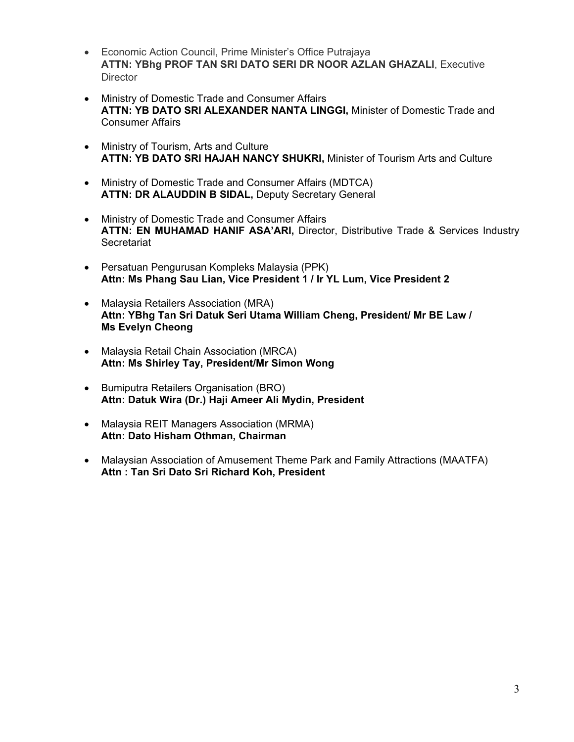- Economic Action Council, Prime Minister's Office Putrajaya
  **ATTN: YBhg PROF TAN SRI DATO SERI DR NOOR AZLAN GHAZALI**, Executive Director

- Ministry of Domestic Trade and Consumer Affairs
  **ATTN: YB DATO SRI ALEXANDER NANTA LINGGI,** Minister of Domestic Trade and Consumer Affairs

- Ministry of Tourism, Arts and Culture
  **ATTN: YB DATO SRI HAJAH NANCY SHUKRI,** Minister of Tourism Arts and Culture

- Ministry of Domestic Trade and Consumer Affairs (MDTCA)
  **ATTN: DR ALAUDDIN B SIDAL,** Deputy Secretary General

- Ministry of Domestic Trade and Consumer Affairs
  **ATTN: EN MUHAMAD HANIF ASA'ARI,** Director, Distributive Trade & Services Industry Secretariat

- Persatuan Pengurusan Kompleks Malaysia (PPK)
  **Attn: Ms Phang Sau Lian, Vice President 1 / Ir YL Lum, Vice President 2**

- Malaysia Retailers Association (MRA)
  **Attn: YBhg Tan Sri Datuk Seri Utama William Cheng, President/ Mr BE Law / Ms Evelyn Cheong**

- Malaysia Retail Chain Association (MRCA)
  **Attn: Ms Shirley Tay, President/Mr Simon Wong**

- Bumiputra Retailers Organisation (BRO)
  **Attn: Datuk Wira (Dr.) Haji Ameer Ali Mydin, President**

- Malaysia REIT Managers Association (MRMA)
  **Attn: Dato Hisham Othman, Chairman**

- Malaysian Association of Amusement Theme Park and Family Attractions (MAATFA)
  **Attn : Tan Sri Dato Sri Richard Koh, President**